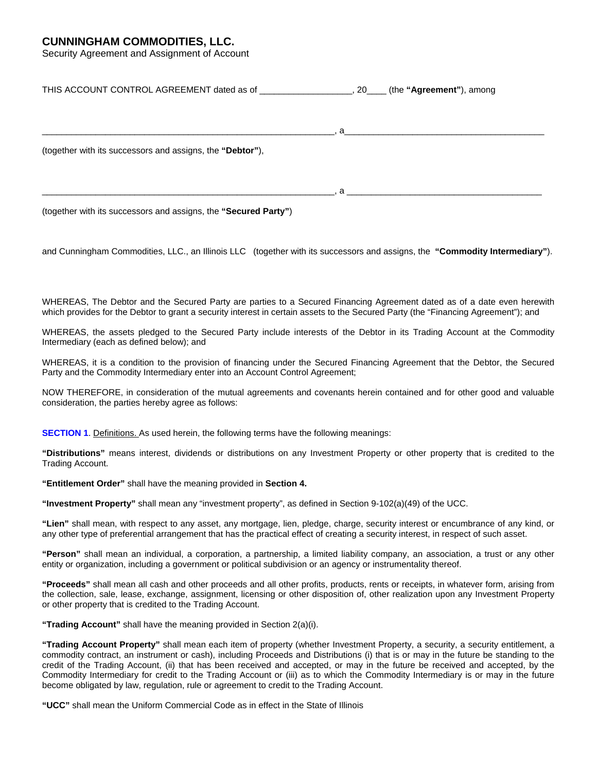# CUNNINGHAM COMMODITIES, LLC.

Security Agreement and Assignment of Account

THIS ACCOUNT CONTROL AGREEMENT dated as of ___________________, 20____ (the **"Agreement"**), among

______________________________________________________________, a_________________________________________

(together with its successors and assigns, the **"Debtor"**),

______________________________________________________________, a _________________________________________

(together with its successors and assigns, the **"Secured Party"**)

and Cunningham Commodities, LLC., an Illinois LLC (together with its successors and assigns, the **"Commodity Intermediary"**).

WHEREAS, The Debtor and the Secured Party are parties to a Secured Financing Agreement dated as of a date even herewith which provides for the Debtor to grant a security interest in certain assets to the Secured Party (the "Financing Agreement"); and

WHEREAS, the assets pledged to the Secured Party include interests of the Debtor in its Trading Account at the Commodity Intermediary (each as defined below); and

WHEREAS, it is a condition to the provision of financing under the Secured Financing Agreement that the Debtor, the Secured Party and the Commodity Intermediary enter into an Account Control Agreement;

NOW THEREFORE, in consideration of the mutual agreements and covenants herein contained and for other good and valuable consideration, the parties hereby agree as follows:

**SECTION 1**. Definitions. As used herein, the following terms have the following meanings:

**"Distributions"** means interest, dividends or distributions on any Investment Property or other property that is credited to the Trading Account.

**"Entitlement Order"** shall have the meaning provided in **Section 4.**

**"Investment Property"** shall mean any "investment property", as defined in Section 9-102(a)(49) of the UCC.

**"Lien"** shall mean, with respect to any asset, any mortgage, lien, pledge, charge, security interest or encumbrance of any kind, or any other type of preferential arrangement that has the practical effect of creating a security interest, in respect of such asset.

**"Person"** shall mean an individual, a corporation, a partnership, a limited liability company, an association, a trust or any other entity or organization, including a government or political subdivision or an agency or instrumentality thereof.

**"Proceeds"** shall mean all cash and other proceeds and all other profits, products, rents or receipts, in whatever form, arising from the collection, sale, lease, exchange, assignment, licensing or other disposition of, other realization upon any Investment Property or other property that is credited to the Trading Account.

**"Trading Account"** shall have the meaning provided in Section 2(a)(i).

**"Trading Account Property"** shall mean each item of property (whether Investment Property, a security, a security entitlement, a commodity contract, an instrument or cash), including Proceeds and Distributions (i) that is or may in the future be standing to the credit of the Trading Account, (ii) that has been received and accepted, or may in the future be received and accepted, by the Commodity Intermediary for credit to the Trading Account or (iii) as to which the Commodity Intermediary is or may in the future become obligated by law, regulation, rule or agreement to credit to the Trading Account.

**"UCC"** shall mean the Uniform Commercial Code as in effect in the State of Illinois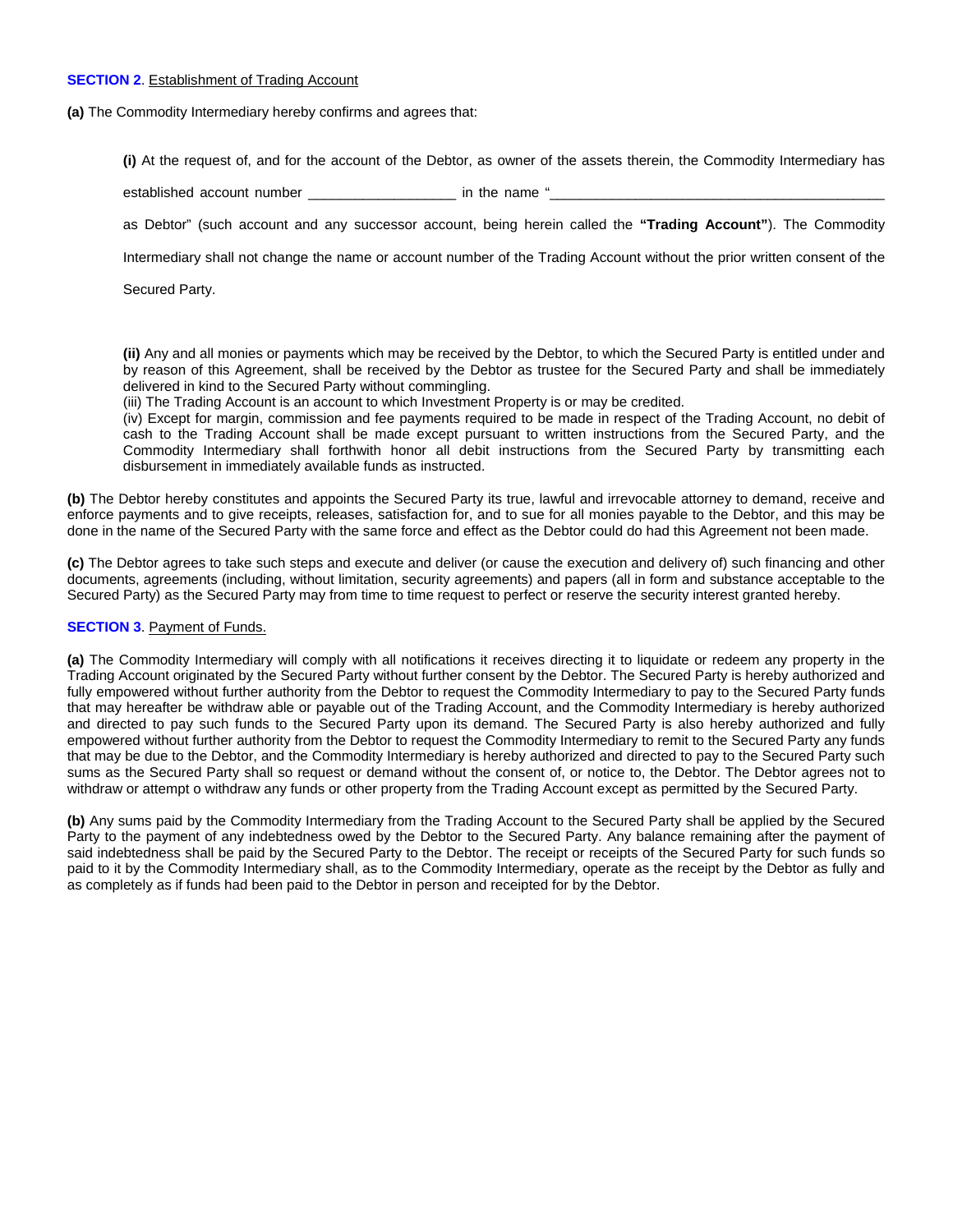**SECTION 2**. Establishment of Trading Account

**(a)** The Commodity Intermediary hereby confirms and agrees that:

**(i)** At the request of, and for the account of the Debtor, as owner of the assets therein, the Commodity Intermediary has established account number ___________________ in the name "_____________________________________________ as Debtor" (such account and any successor account, being herein called the **"Trading Account"**). The Commodity Intermediary shall not change the name or account number of the Trading Account without the prior written consent of the Secured Party.

**(ii)** Any and all monies or payments which may be received by the Debtor, to which the Secured Party is entitled under and by reason of this Agreement, shall be received by the Debtor as trustee for the Secured Party and shall be immediately delivered in kind to the Secured Party without commingling.

(iii) The Trading Account is an account to which Investment Property is or may be credited.

(iv) Except for margin, commission and fee payments required to be made in respect of the Trading Account, no debit of cash to the Trading Account shall be made except pursuant to written instructions from the Secured Party, and the Commodity Intermediary shall forthwith honor all debit instructions from the Secured Party by transmitting each disbursement in immediately available funds as instructed.

**(b)** The Debtor hereby constitutes and appoints the Secured Party its true, lawful and irrevocable attorney to demand, receive and enforce payments and to give receipts, releases, satisfaction for, and to sue for all monies payable to the Debtor, and this may be done in the name of the Secured Party with the same force and effect as the Debtor could do had this Agreement not been made.

**(c)** The Debtor agrees to take such steps and execute and deliver (or cause the execution and delivery of) such financing and other documents, agreements (including, without limitation, security agreements) and papers (all in form and substance acceptable to the Secured Party) as the Secured Party may from time to time request to perfect or reserve the security interest granted hereby.

**SECTION 3**. Payment of Funds.

**(a)** The Commodity Intermediary will comply with all notifications it receives directing it to liquidate or redeem any property in the Trading Account originated by the Secured Party without further consent by the Debtor. The Secured Party is hereby authorized and fully empowered without further authority from the Debtor to request the Commodity Intermediary to pay to the Secured Party funds that may hereafter be withdraw able or payable out of the Trading Account, and the Commodity Intermediary is hereby authorized and directed to pay such funds to the Secured Party upon its demand. The Secured Party is also hereby authorized and fully empowered without further authority from the Debtor to request the Commodity Intermediary to remit to the Secured Party any funds that may be due to the Debtor, and the Commodity Intermediary is hereby authorized and directed to pay to the Secured Party such sums as the Secured Party shall so request or demand without the consent of, or notice to, the Debtor. The Debtor agrees not to withdraw or attempt o withdraw any funds or other property from the Trading Account except as permitted by the Secured Party.

**(b)** Any sums paid by the Commodity Intermediary from the Trading Account to the Secured Party shall be applied by the Secured Party to the payment of any indebtedness owed by the Debtor to the Secured Party. Any balance remaining after the payment of said indebtedness shall be paid by the Secured Party to the Debtor. The receipt or receipts of the Secured Party for such funds so paid to it by the Commodity Intermediary shall, as to the Commodity Intermediary, operate as the receipt by the Debtor as fully and as completely as if funds had been paid to the Debtor in person and receipted for by the Debtor.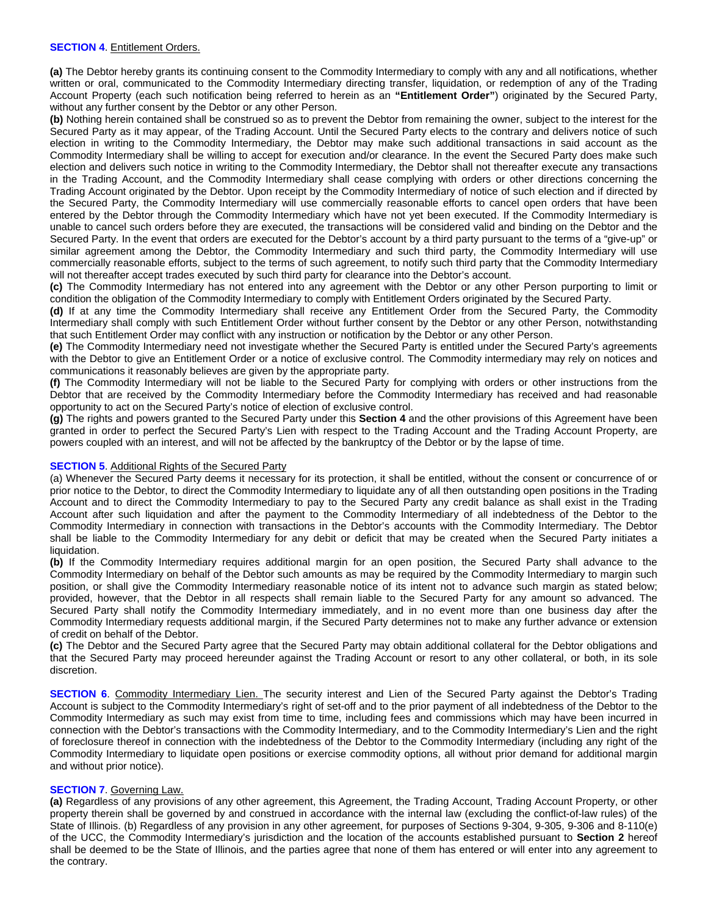**SECTION 4**. Entitlement Orders.

**(a)** The Debtor hereby grants its continuing consent to the Commodity Intermediary to comply with any and all notifications, whether written or oral, communicated to the Commodity Intermediary directing transfer, liquidation, or redemption of any of the Trading Account Property (each such notification being referred to herein as an **"Entitlement Order"**) originated by the Secured Party, without any further consent by the Debtor or any other Person.

**(b)** Nothing herein contained shall be construed so as to prevent the Debtor from remaining the owner, subject to the interest for the Secured Party as it may appear, of the Trading Account. Until the Secured Party elects to the contrary and delivers notice of such election in writing to the Commodity Intermediary, the Debtor may make such additional transactions in said account as the Commodity Intermediary shall be willing to accept for execution and/or clearance. In the event the Secured Party does make such election and delivers such notice in writing to the Commodity Intermediary, the Debtor shall not thereafter execute any transactions in the Trading Account, and the Commodity Intermediary shall cease complying with orders or other directions concerning the Trading Account originated by the Debtor. Upon receipt by the Commodity Intermediary of notice of such election and if directed by the Secured Party, the Commodity Intermediary will use commercially reasonable efforts to cancel open orders that have been entered by the Debtor through the Commodity Intermediary which have not yet been executed. If the Commodity Intermediary is unable to cancel such orders before they are executed, the transactions will be considered valid and binding on the Debtor and the Secured Party. In the event that orders are executed for the Debtor's account by a third party pursuant to the terms of a "give-up" or similar agreement among the Debtor, the Commodity Intermediary and such third party, the Commodity Intermediary will use commercially reasonable efforts, subject to the terms of such agreement, to notify such third party that the Commodity Intermediary will not thereafter accept trades executed by such third party for clearance into the Debtor's account.

**(c)** The Commodity Intermediary has not entered into any agreement with the Debtor or any other Person purporting to limit or condition the obligation of the Commodity Intermediary to comply with Entitlement Orders originated by the Secured Party.

**(d)** If at any time the Commodity Intermediary shall receive any Entitlement Order from the Secured Party, the Commodity Intermediary shall comply with such Entitlement Order without further consent by the Debtor or any other Person, notwithstanding that such Entitlement Order may conflict with any instruction or notification by the Debtor or any other Person.

**(e)** The Commodity Intermediary need not investigate whether the Secured Party is entitled under the Secured Party's agreements with the Debtor to give an Entitlement Order or a notice of exclusive control. The Commodity intermediary may rely on notices and communications it reasonably believes are given by the appropriate party.

**(f)** The Commodity Intermediary will not be liable to the Secured Party for complying with orders or other instructions from the Debtor that are received by the Commodity Intermediary before the Commodity Intermediary has received and had reasonable opportunity to act on the Secured Party's notice of election of exclusive control.

**(g)** The rights and powers granted to the Secured Party under this **Section 4** and the other provisions of this Agreement have been granted in order to perfect the Secured Party's Lien with respect to the Trading Account and the Trading Account Property, are powers coupled with an interest, and will not be affected by the bankruptcy of the Debtor or by the lapse of time.

**SECTION 5**. Additional Rights of the Secured Party

(a) Whenever the Secured Party deems it necessary for its protection, it shall be entitled, without the consent or concurrence of or prior notice to the Debtor, to direct the Commodity Intermediary to liquidate any of all then outstanding open positions in the Trading Account and to direct the Commodity Intermediary to pay to the Secured Party any credit balance as shall exist in the Trading Account after such liquidation and after the payment to the Commodity Intermediary of all indebtedness of the Debtor to the Commodity Intermediary in connection with transactions in the Debtor's accounts with the Commodity Intermediary. The Debtor shall be liable to the Commodity Intermediary for any debit or deficit that may be created when the Secured Party initiates a liquidation.

**(b)** If the Commodity Intermediary requires additional margin for an open position, the Secured Party shall advance to the Commodity Intermediary on behalf of the Debtor such amounts as may be required by the Commodity Intermediary to margin such position, or shall give the Commodity Intermediary reasonable notice of its intent not to advance such margin as stated below; provided, however, that the Debtor in all respects shall remain liable to the Secured Party for any amount so advanced. The Secured Party shall notify the Commodity Intermediary immediately, and in no event more than one business day after the Commodity Intermediary requests additional margin, if the Secured Party determines not to make any further advance or extension of credit on behalf of the Debtor.

**(c)** The Debtor and the Secured Party agree that the Secured Party may obtain additional collateral for the Debtor obligations and that the Secured Party may proceed hereunder against the Trading Account or resort to any other collateral, or both, in its sole discretion.

**SECTION 6**. Commodity Intermediary Lien. The security interest and Lien of the Secured Party against the Debtor's Trading Account is subject to the Commodity Intermediary's right of set-off and to the prior payment of all indebtedness of the Debtor to the Commodity Intermediary as such may exist from time to time, including fees and commissions which may have been incurred in connection with the Debtor's transactions with the Commodity Intermediary, and to the Commodity Intermediary's Lien and the right of foreclosure thereof in connection with the indebtedness of the Debtor to the Commodity Intermediary (including any right of the Commodity Intermediary to liquidate open positions or exercise commodity options, all without prior demand for additional margin and without prior notice).

**SECTION 7**. Governing Law.

**(a)** Regardless of any provisions of any other agreement, this Agreement, the Trading Account, Trading Account Property, or other property therein shall be governed by and construed in accordance with the internal law (excluding the conflict-of-law rules) of the State of Illinois. (b) Regardless of any provision in any other agreement, for purposes of Sections 9-304, 9-305, 9-306 and 8-110(e) of the UCC, the Commodity Intermediary's jurisdiction and the location of the accounts established pursuant to **Section 2** hereof shall be deemed to be the State of Illinois, and the parties agree that none of them has entered or will enter into any agreement to the contrary.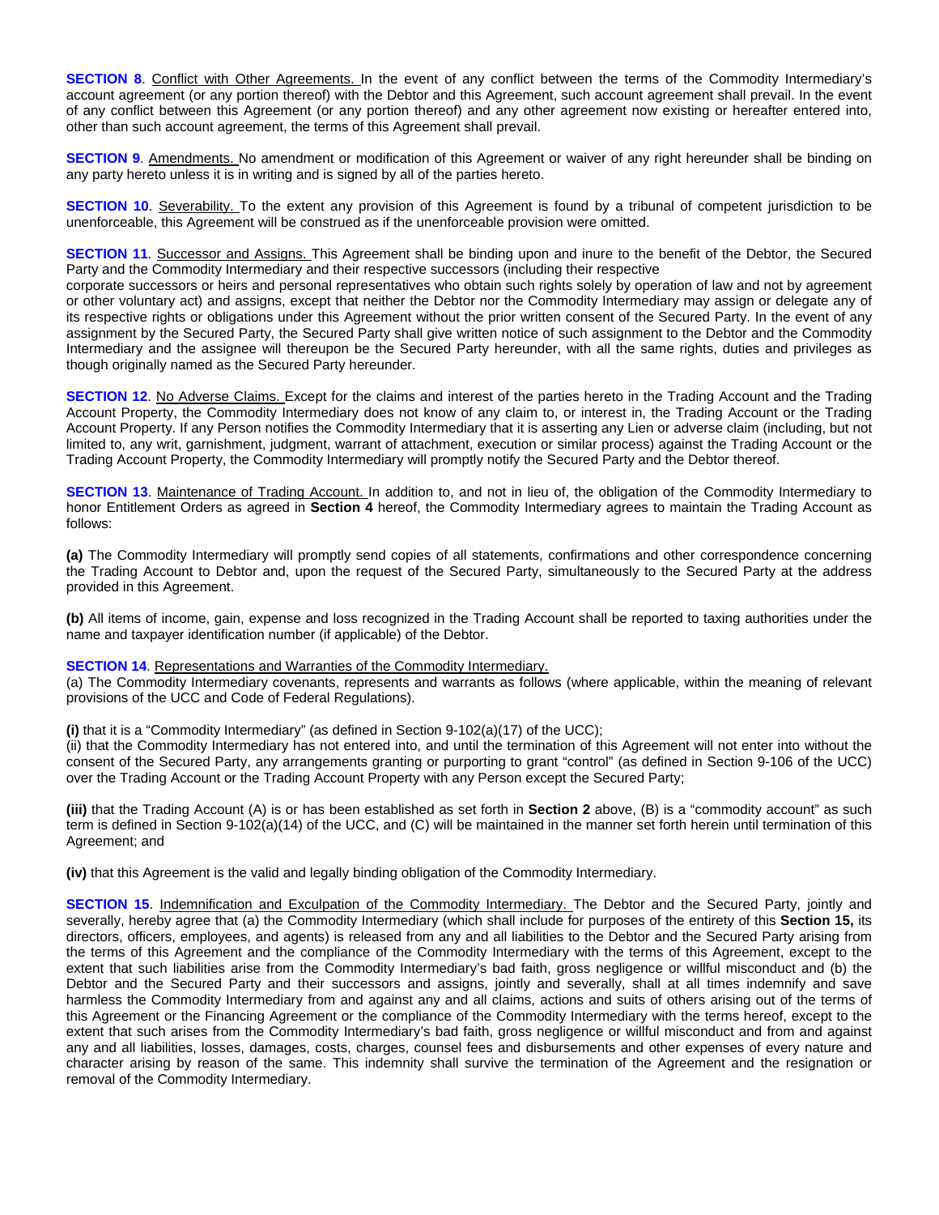**SECTION 8**. Conflict with Other Agreements. In the event of any conflict between the terms of the Commodity Intermediary's account agreement (or any portion thereof) with the Debtor and this Agreement, such account agreement shall prevail. In the event of any conflict between this Agreement (or any portion thereof) and any other agreement now existing or hereafter entered into, other than such account agreement, the terms of this Agreement shall prevail.

**SECTION 9**. Amendments. No amendment or modification of this Agreement or waiver of any right hereunder shall be binding on any party hereto unless it is in writing and is signed by all of the parties hereto.

**SECTION 10**. Severability. To the extent any provision of this Agreement is found by a tribunal of competent jurisdiction to be unenforceable, this Agreement will be construed as if the unenforceable provision were omitted.

**SECTION 11**. Successor and Assigns. This Agreement shall be binding upon and inure to the benefit of the Debtor, the Secured Party and the Commodity Intermediary and their respective successors (including their respective corporate successors or heirs and personal representatives who obtain such rights solely by operation of law and not by agreement or other voluntary act) and assigns, except that neither the Debtor nor the Commodity Intermediary may assign or delegate any of its respective rights or obligations under this Agreement without the prior written consent of the Secured Party. In the event of any assignment by the Secured Party, the Secured Party shall give written notice of such assignment to the Debtor and the Commodity Intermediary and the assignee will thereupon be the Secured Party hereunder, with all the same rights, duties and privileges as though originally named as the Secured Party hereunder.

**SECTION 12**. No Adverse Claims. Except for the claims and interest of the parties hereto in the Trading Account and the Trading Account Property, the Commodity Intermediary does not know of any claim to, or interest in, the Trading Account or the Trading Account Property. If any Person notifies the Commodity Intermediary that it is asserting any Lien or adverse claim (including, but not limited to, any writ, garnishment, judgment, warrant of attachment, execution or similar process) against the Trading Account or the Trading Account Property, the Commodity Intermediary will promptly notify the Secured Party and the Debtor thereof.

**SECTION 13**. Maintenance of Trading Account. In addition to, and not in lieu of, the obligation of the Commodity Intermediary to honor Entitlement Orders as agreed in **Section 4** hereof, the Commodity Intermediary agrees to maintain the Trading Account as follows:

**(a)** The Commodity Intermediary will promptly send copies of all statements, confirmations and other correspondence concerning the Trading Account to Debtor and, upon the request of the Secured Party, simultaneously to the Secured Party at the address provided in this Agreement.

**(b)** All items of income, gain, expense and loss recognized in the Trading Account shall be reported to taxing authorities under the name and taxpayer identification number (if applicable) of the Debtor.

**SECTION 14**. Representations and Warranties of the Commodity Intermediary.
(a) The Commodity Intermediary covenants, represents and warrants as follows (where applicable, within the meaning of relevant provisions of the UCC and Code of Federal Regulations).

**(i)** that it is a "Commodity Intermediary" (as defined in Section 9-102(a)(17) of the UCC);
(ii) that the Commodity Intermediary has not entered into, and until the termination of this Agreement will not enter into without the consent of the Secured Party, any arrangements granting or purporting to grant "control" (as defined in Section 9-106 of the UCC) over the Trading Account or the Trading Account Property with any Person except the Secured Party;

**(iii)** that the Trading Account (A) is or has been established as set forth in **Section 2** above, (B) is a "commodity account" as such term is defined in Section 9-102(a)(14) of the UCC, and (C) will be maintained in the manner set forth herein until termination of this Agreement; and

**(iv)** that this Agreement is the valid and legally binding obligation of the Commodity Intermediary.

**SECTION 15**. Indemnification and Exculpation of the Commodity Intermediary. The Debtor and the Secured Party, jointly and severally, hereby agree that (a) the Commodity Intermediary (which shall include for purposes of the entirety of this **Section 15,** its directors, officers, employees, and agents) is released from any and all liabilities to the Debtor and the Secured Party arising from the terms of this Agreement and the compliance of the Commodity Intermediary with the terms of this Agreement, except to the extent that such liabilities arise from the Commodity Intermediary's bad faith, gross negligence or willful misconduct and (b) the Debtor and the Secured Party and their successors and assigns, jointly and severally, shall at all times indemnify and save harmless the Commodity Intermediary from and against any and all claims, actions and suits of others arising out of the terms of this Agreement or the Financing Agreement or the compliance of the Commodity Intermediary with the terms hereof, except to the extent that such arises from the Commodity Intermediary's bad faith, gross negligence or willful misconduct and from and against any and all liabilities, losses, damages, costs, charges, counsel fees and disbursements and other expenses of every nature and character arising by reason of the same. This indemnity shall survive the termination of the Agreement and the resignation or removal of the Commodity Intermediary.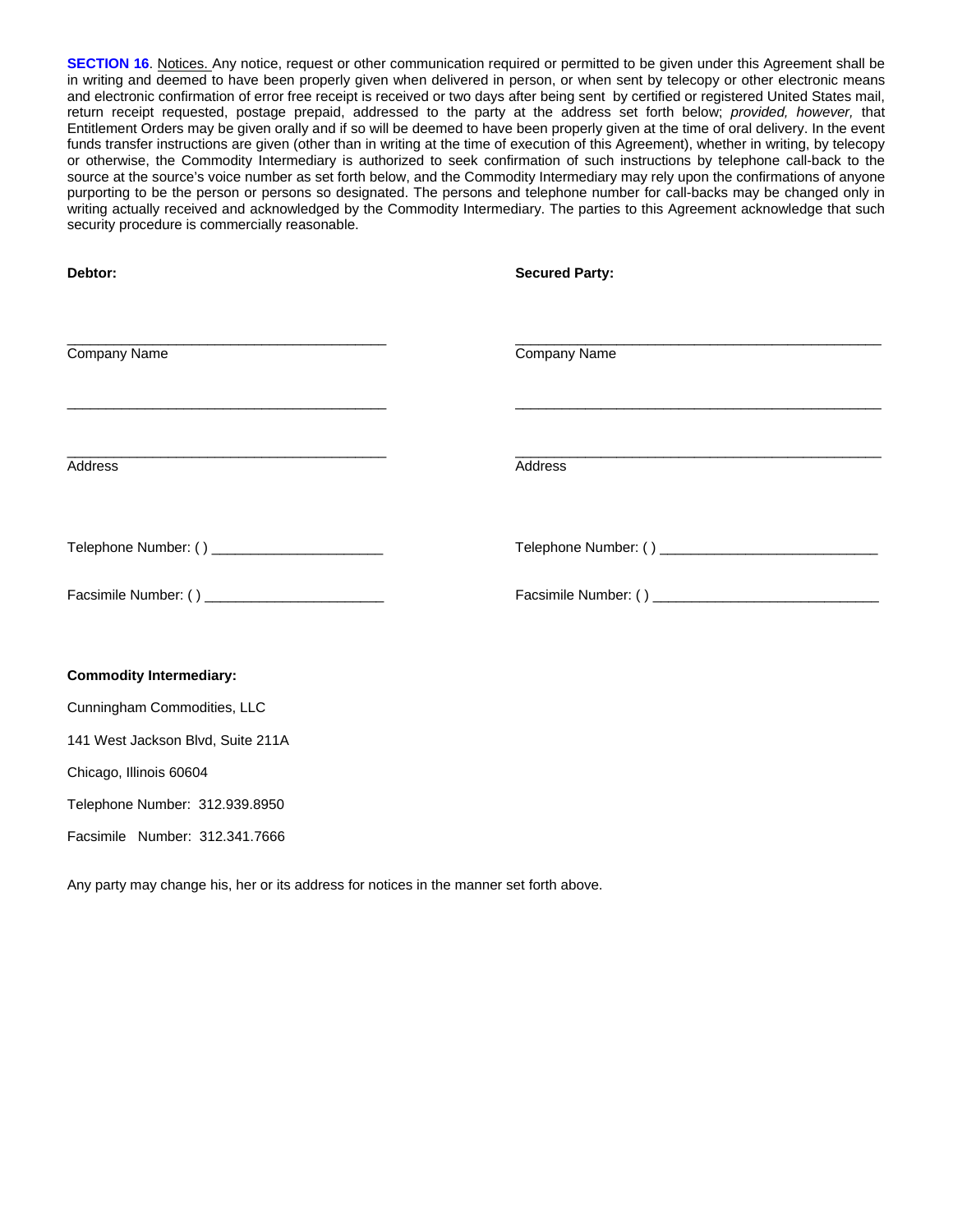**SECTION 16**. Notices. Any notice, request or other communication required or permitted to be given under this Agreement shall be in writing and deemed to have been properly given when delivered in person, or when sent by telecopy or other electronic means and electronic confirmation of error free receipt is received or two days after being sent by certified or registered United States mail, return receipt requested, postage prepaid, addressed to the party at the address set forth below; *provided, however,* that Entitlement Orders may be given orally and if so will be deemed to have been properly given at the time of oral delivery. In the event funds transfer instructions are given (other than in writing at the time of execution of this Agreement), whether in writing, by telecopy or otherwise, the Commodity Intermediary is authorized to seek confirmation of such instructions by telephone call-back to the source at the source's voice number as set forth below, and the Commodity Intermediary may rely upon the confirmations of anyone purporting to be the person or persons so designated. The persons and telephone number for call-backs may be changed only in writing actually received and acknowledged by the Commodity Intermediary. The parties to this Agreement acknowledge that such security procedure is commercially reasonable.

| **Debtor:** | **Secured Party:** |
|---|---|
| ________________________________________ | ________________________________________ |
| Company Name | Company Name |
| ________________________________________ | ________________________________________ |
| ________________________________________ | ________________________________________ |
| Address | Address |
| Telephone Number: ( ) ______________________ | Telephone Number: ( ) ____________________________ |
| Facsimile Number: ( ) _______________________ | Facsimile Number: ( ) _____________________________ |

**Commodity Intermediary:**

Cunningham Commodities, LLC

141 West Jackson Blvd, Suite 211A

Chicago, Illinois 60604

Telephone Number: 312.939.8950

Facsimile Number: 312.341.7666

Any party may change his, her or its address for notices in the manner set forth above.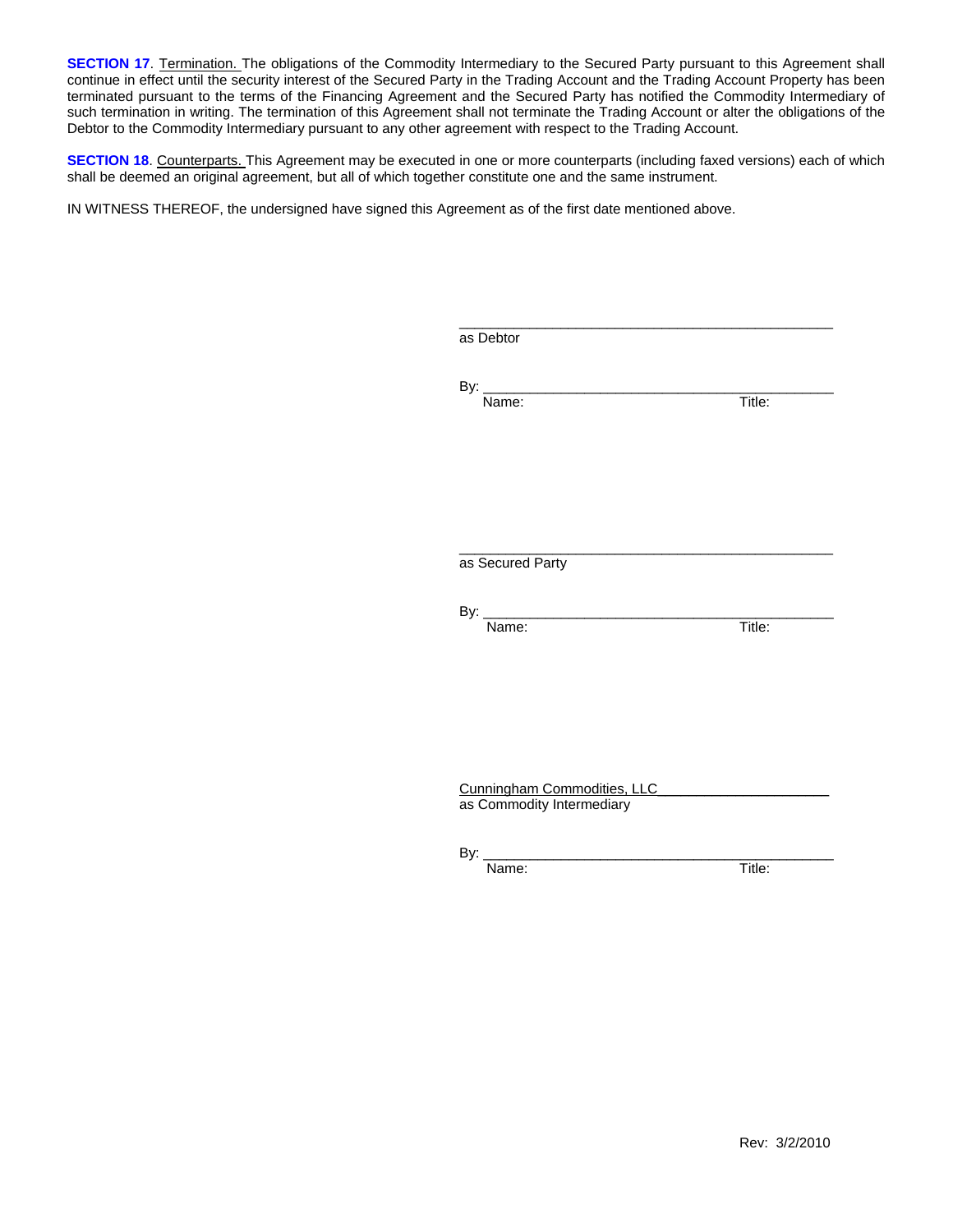**SECTION 17**. Termination. The obligations of the Commodity Intermediary to the Secured Party pursuant to this Agreement shall continue in effect until the security interest of the Secured Party in the Trading Account and the Trading Account Property has been terminated pursuant to the terms of the Financing Agreement and the Secured Party has notified the Commodity Intermediary of such termination in writing. The termination of this Agreement shall not terminate the Trading Account or alter the obligations of the Debtor to the Commodity Intermediary pursuant to any other agreement with respect to the Trading Account.

**SECTION 18**. Counterparts. This Agreement may be executed in one or more counterparts (including faxed versions) each of which shall be deemed an original agreement, but all of which together constitute one and the same instrument.

IN WITNESS THEREOF, the undersigned have signed this Agreement as of the first date mentioned above.

_______________________________________________
as Debtor

By: ____________________________________________
Name: Title:

_______________________________________________
as Secured Party

By: ____________________________________________
Name: Title:

Cunningham Commodities, LLC______________________
as Commodity Intermediary

By: ____________________________________________
Name: Title:

Rev: 3/2/2010